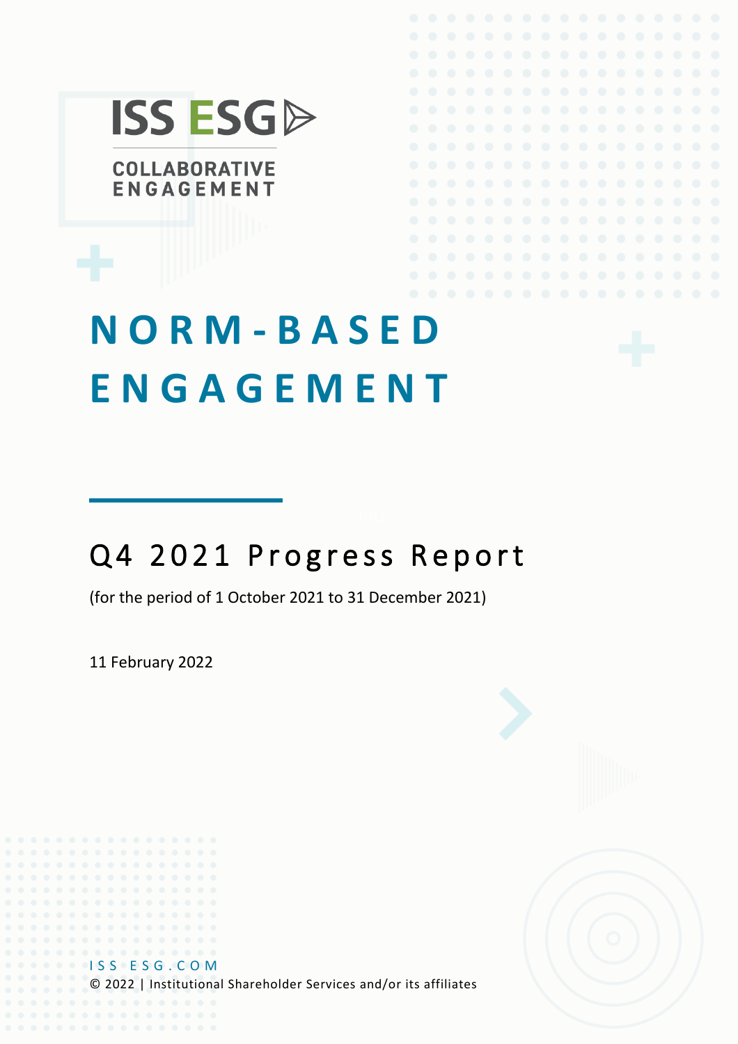ISS ESG

COLLABORATIVE ENGAGEMENT

# NORM-BASED ENGAGEMENT

## Q4 2021 Progress Report

(for the period of 1 October 2021 to 31 December 2021)

11 February 2022

ISS ESG.COM

© 2022 | Institutional Shareholder Services and/or its affiliates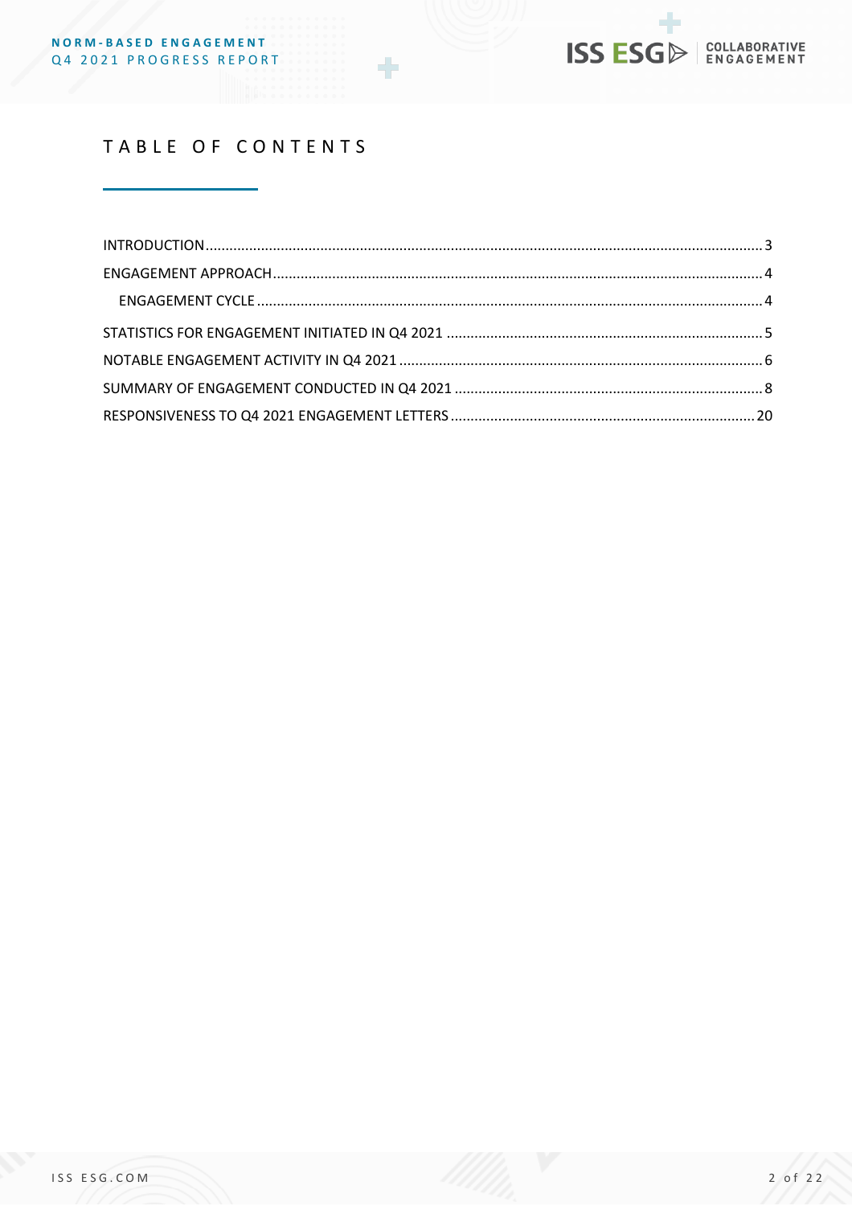# TABLE OF CONTENTS

- INTRODUCTION ........ 3
- ENGAGEMENT APPROACH ........ 4
  - ENGAGEMENT CYCLE ........ 4
- STATISTICS FOR ENGAGEMENT INITIATED IN Q4 2021 ........ 5
- NOTABLE ENGAGEMENT ACTIVITY IN Q4 2021 ........ 6
- SUMMARY OF ENGAGEMENT CONDUCTED IN Q4 2021 ........ 8
- RESPONSIVENESS TO Q4 2021 ENGAGEMENT LETTERS ........ 20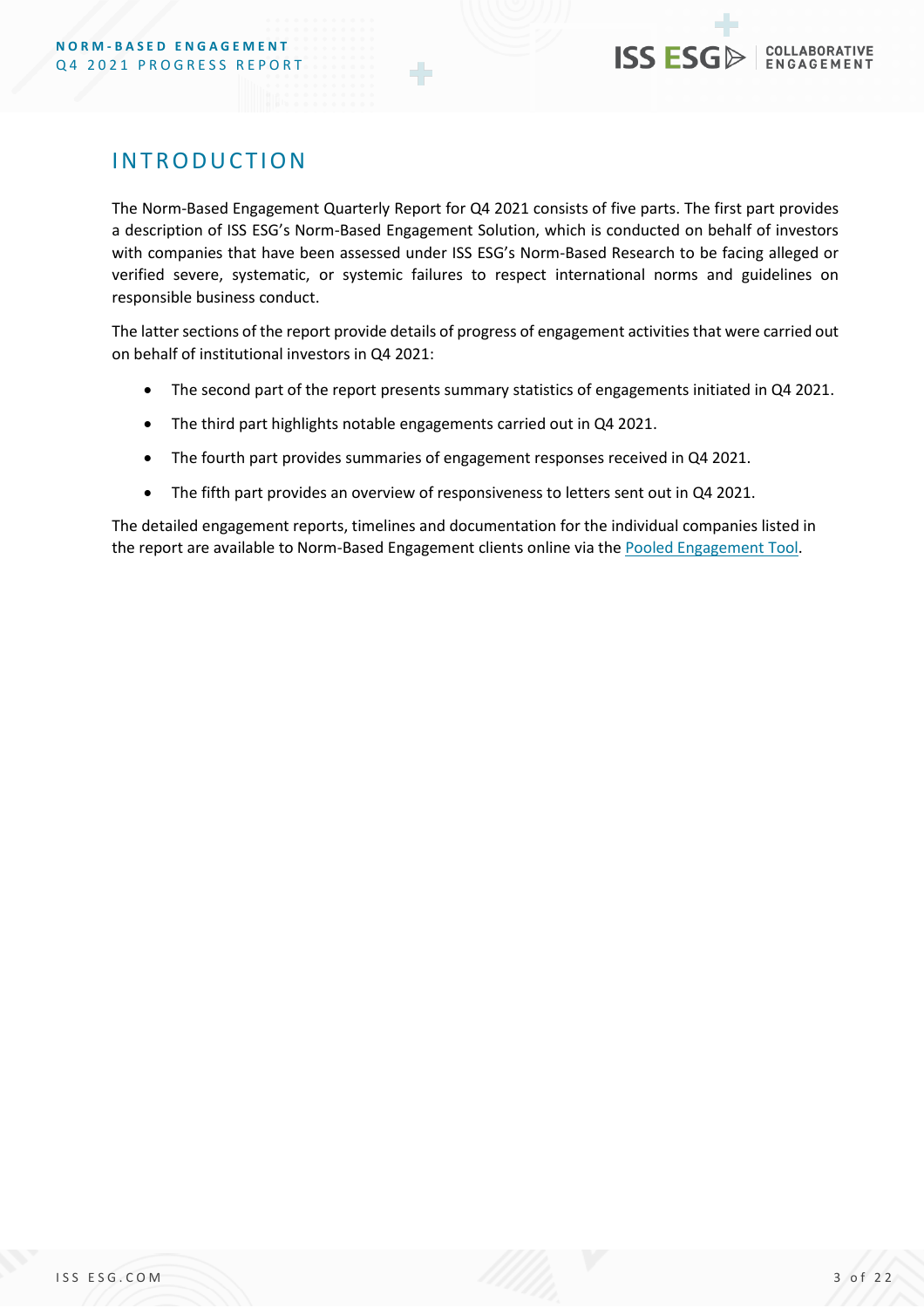## INTRODUCTION

The Norm-Based Engagement Quarterly Report for Q4 2021 consists of five parts. The first part provides a description of ISS ESG's Norm-Based Engagement Solution, which is conducted on behalf of investors with companies that have been assessed under ISS ESG's Norm-Based Research to be facing alleged or verified severe, systematic, or systemic failures to respect international norms and guidelines on responsible business conduct.

The latter sections of the report provide details of progress of engagement activities that were carried out on behalf of institutional investors in Q4 2021:

- The second part of the report presents summary statistics of engagements initiated in Q4 2021.
- The third part highlights notable engagements carried out in Q4 2021.
- The fourth part provides summaries of engagement responses received in Q4 2021.
- The fifth part provides an overview of responsiveness to letters sent out in Q4 2021.

The detailed engagement reports, timelines and documentation for the individual companies listed in the report are available to Norm-Based Engagement clients online via the Pooled Engagement Tool.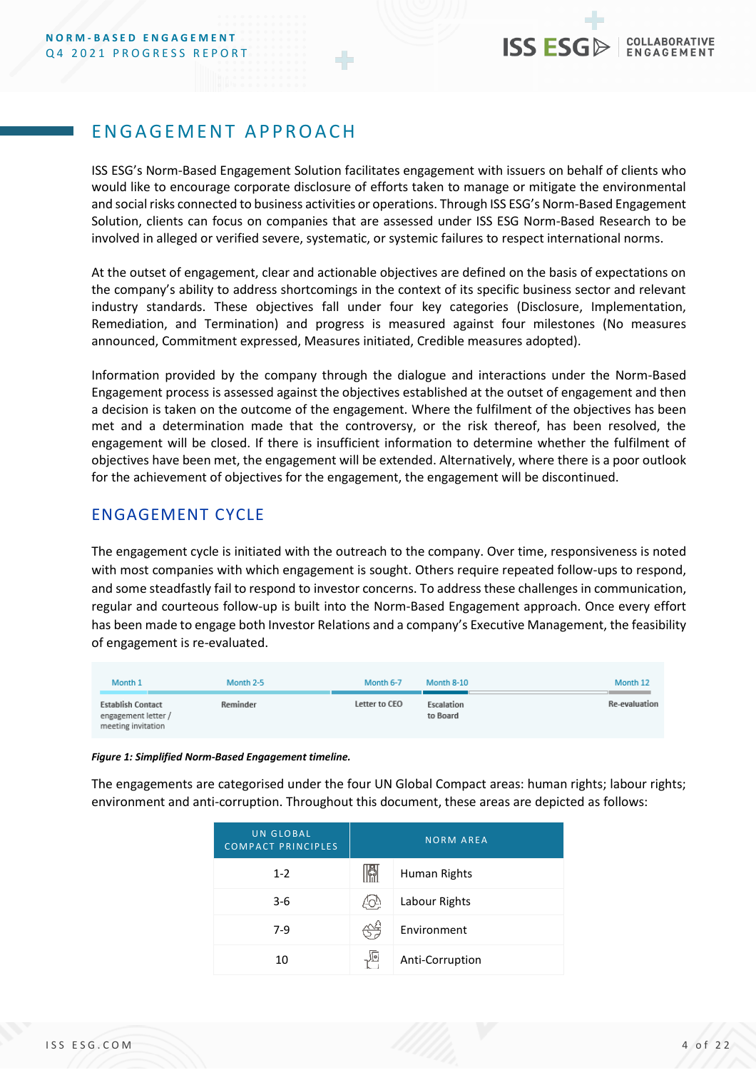## ENGAGEMENT APPROACH

ISS ESG's Norm-Based Engagement Solution facilitates engagement with issuers on behalf of clients who would like to encourage corporate disclosure of efforts taken to manage or mitigate the environmental and social risks connected to business activities or operations. Through ISS ESG's Norm-Based Engagement Solution, clients can focus on companies that are assessed under ISS ESG Norm-Based Research to be involved in alleged or verified severe, systematic, or systemic failures to respect international norms.

At the outset of engagement, clear and actionable objectives are defined on the basis of expectations on the company's ability to address shortcomings in the context of its specific business sector and relevant industry standards. These objectives fall under four key categories (Disclosure, Implementation, Remediation, and Termination) and progress is measured against four milestones (No measures announced, Commitment expressed, Measures initiated, Credible measures adopted).

Information provided by the company through the dialogue and interactions under the Norm-Based Engagement process is assessed against the objectives established at the outset of engagement and then a decision is taken on the outcome of the engagement. Where the fulfilment of the objectives has been met and a determination made that the controversy, or the risk thereof, has been resolved, the engagement will be closed. If there is insufficient information to determine whether the fulfilment of objectives have been met, the engagement will be extended. Alternatively, where there is a poor outlook for the achievement of objectives for the engagement, the engagement will be discontinued.

## ENGAGEMENT CYCLE

The engagement cycle is initiated with the outreach to the company. Over time, responsiveness is noted with most companies with which engagement is sought. Others require repeated follow-ups to respond, and some steadfastly fail to respond to investor concerns. To address these challenges in communication, regular and courteous follow-up is built into the Norm-Based Engagement approach. Once every effort has been made to engage both Investor Relations and a company's Executive Management, the feasibility of engagement is re-evaluated.

| Month 1 | Month 2-5 | Month 6-7 | Month 8-10 | Month 12 |
|---|---|---|---|---|
| Establish Contact engagement letter / meeting invitation | Reminder | Letter to CEO | Escalation to Board | Re-evaluation |

*Figure 1: Simplified Norm-Based Engagement timeline.*

The engagements are categorised under the four UN Global Compact areas: human rights; labour rights; environment and anti-corruption. Throughout this document, these areas are depicted as follows:

| UN GLOBAL COMPACT PRINCIPLES | NORM AREA |
|---|---|
| 1-2 | Human Rights |
| 3-6 | Labour Rights |
| 7-9 | Environment |
| 10 | Anti-Corruption |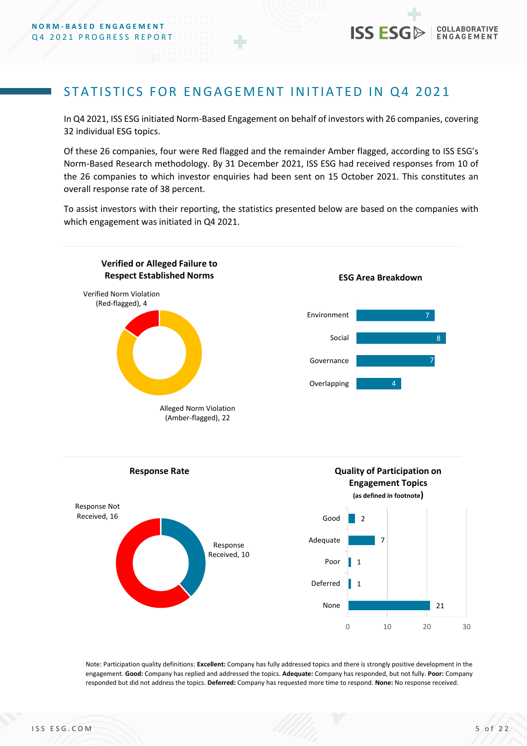## STATISTICS FOR ENGAGEMENT INITIATED IN Q4 2021

In Q4 2021, ISS ESG initiated Norm-Based Engagement on behalf of investors with 26 companies, covering 32 individual ESG topics.

Of these 26 companies, four were Red flagged and the remainder Amber flagged, according to ISS ESG's Norm-Based Research methodology. By 31 December 2021, ISS ESG had received responses from 10 of the 26 companies to which investor enquiries had been sent on 15 October 2021. This constitutes an overall response rate of 38 percent.

To assist investors with their reporting, the statistics presented below are based on the companies with which engagement was initiated in Q4 2021.

**Verified or Alleged Failure to Respect Established Norms**

| Category | Count |
| --- | --- |
| Verified Norm Violation (Red-flagged) | 4 |
| Alleged Norm Violation (Amber-flagged) | 22 |

**ESG Area Breakdown**

| Area | Count |
| --- | --- |
| Environment | 7 |
| Social | 8 |
| Governance | 7 |
| Overlapping | 4 |

**Response Rate**

| Category | Count |
| --- | --- |
| Response Received | 10 |
| Response Not Received | 16 |

**Quality of Participation on Engagement Topics**
(as defined in footnote)

| Quality | Count |
| --- | --- |
| Good | 2 |
| Adequate | 7 |
| Poor | 1 |
| Deferred | 1 |
| None | 21 |

Note: Participation quality definitions: **Excellent:** Company has fully addressed topics and there is strongly positive development in the engagement. **Good:** Company has replied and addressed the topics. **Adequate:** Company has responded, but not fully. **Poor:** Company responded but did not address the topics. **Deferred:** Company has requested more time to respond. **None:** No response received.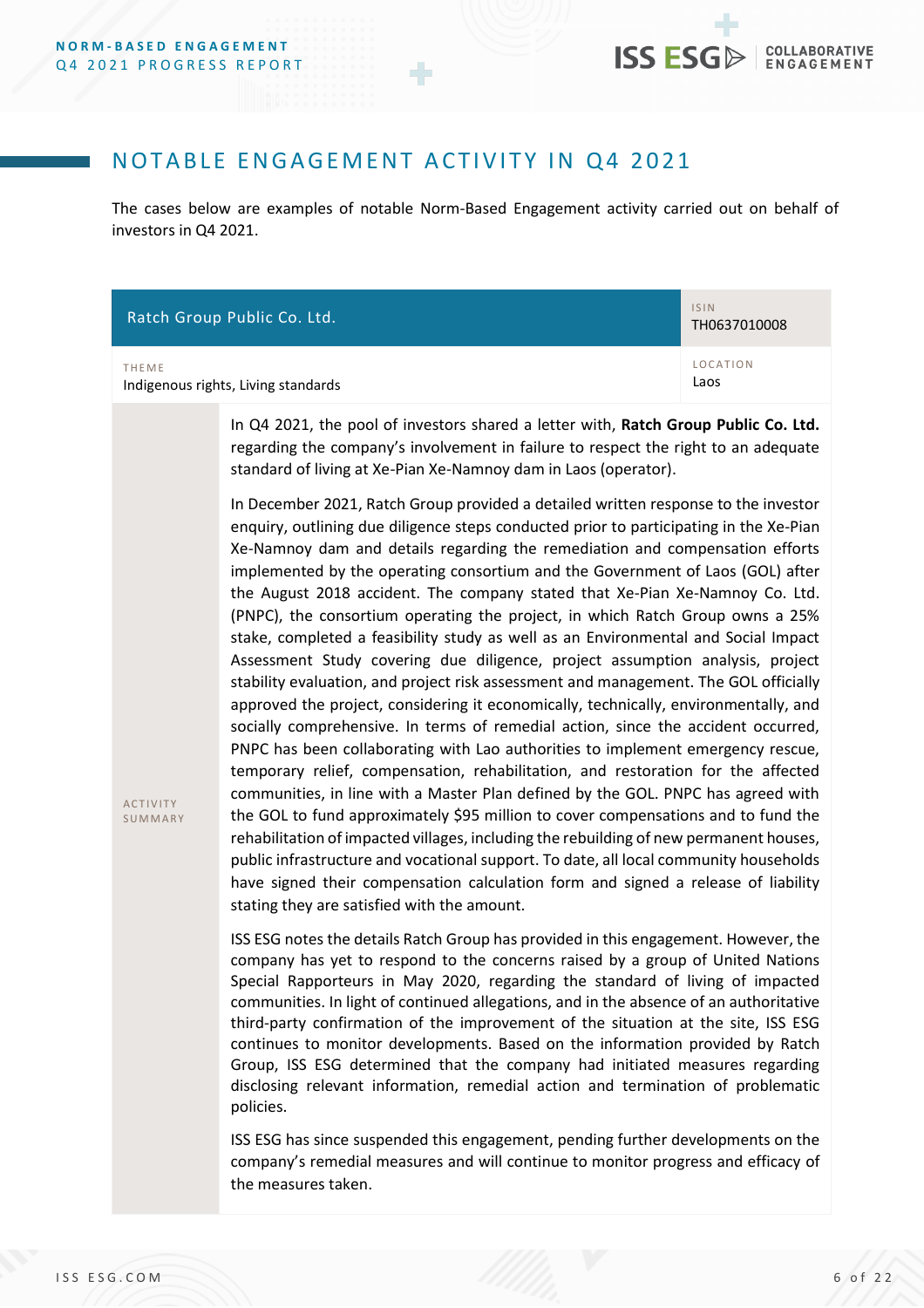## NOTABLE ENGAGEMENT ACTIVITY IN Q4 2021

The cases below are examples of notable Norm-Based Engagement activity carried out on behalf of investors in Q4 2021.

| Ratch Group Public Co. Ltd. | ISIN<br>TH0637010008 |
|---|---|
| THEME<br>Indigenous rights, Living standards | LOCATION<br>Laos |

**ACTIVITY SUMMARY**

In Q4 2021, the pool of investors shared a letter with, **Ratch Group Public Co. Ltd.** regarding the company's involvement in failure to respect the right to an adequate standard of living at Xe-Pian Xe-Namnoy dam in Laos (operator).

In December 2021, Ratch Group provided a detailed written response to the investor enquiry, outlining due diligence steps conducted prior to participating in the Xe-Pian Xe-Namnoy dam and details regarding the remediation and compensation efforts implemented by the operating consortium and the Government of Laos (GOL) after the August 2018 accident. The company stated that Xe-Pian Xe-Namnoy Co. Ltd. (PNPC), the consortium operating the project, in which Ratch Group owns a 25% stake, completed a feasibility study as well as an Environmental and Social Impact Assessment Study covering due diligence, project assumption analysis, project stability evaluation, and project risk assessment and management. The GOL officially approved the project, considering it economically, technically, environmentally, and socially comprehensive. In terms of remedial action, since the accident occurred, PNPC has been collaborating with Lao authorities to implement emergency rescue, temporary relief, compensation, rehabilitation, and restoration for the affected communities, in line with a Master Plan defined by the GOL. PNPC has agreed with the GOL to fund approximately $95 million to cover compensations and to fund the rehabilitation of impacted villages, including the rebuilding of new permanent houses, public infrastructure and vocational support. To date, all local community households have signed their compensation calculation form and signed a release of liability stating they are satisfied with the amount.

ISS ESG notes the details Ratch Group has provided in this engagement. However, the company has yet to respond to the concerns raised by a group of United Nations Special Rapporteurs in May 2020, regarding the standard of living of impacted communities. In light of continued allegations, and in the absence of an authoritative third-party confirmation of the improvement of the situation at the site, ISS ESG continues to monitor developments. Based on the information provided by Ratch Group, ISS ESG determined that the company had initiated measures regarding disclosing relevant information, remedial action and termination of problematic policies.

ISS ESG has since suspended this engagement, pending further developments on the company's remedial measures and will continue to monitor progress and efficacy of the measures taken.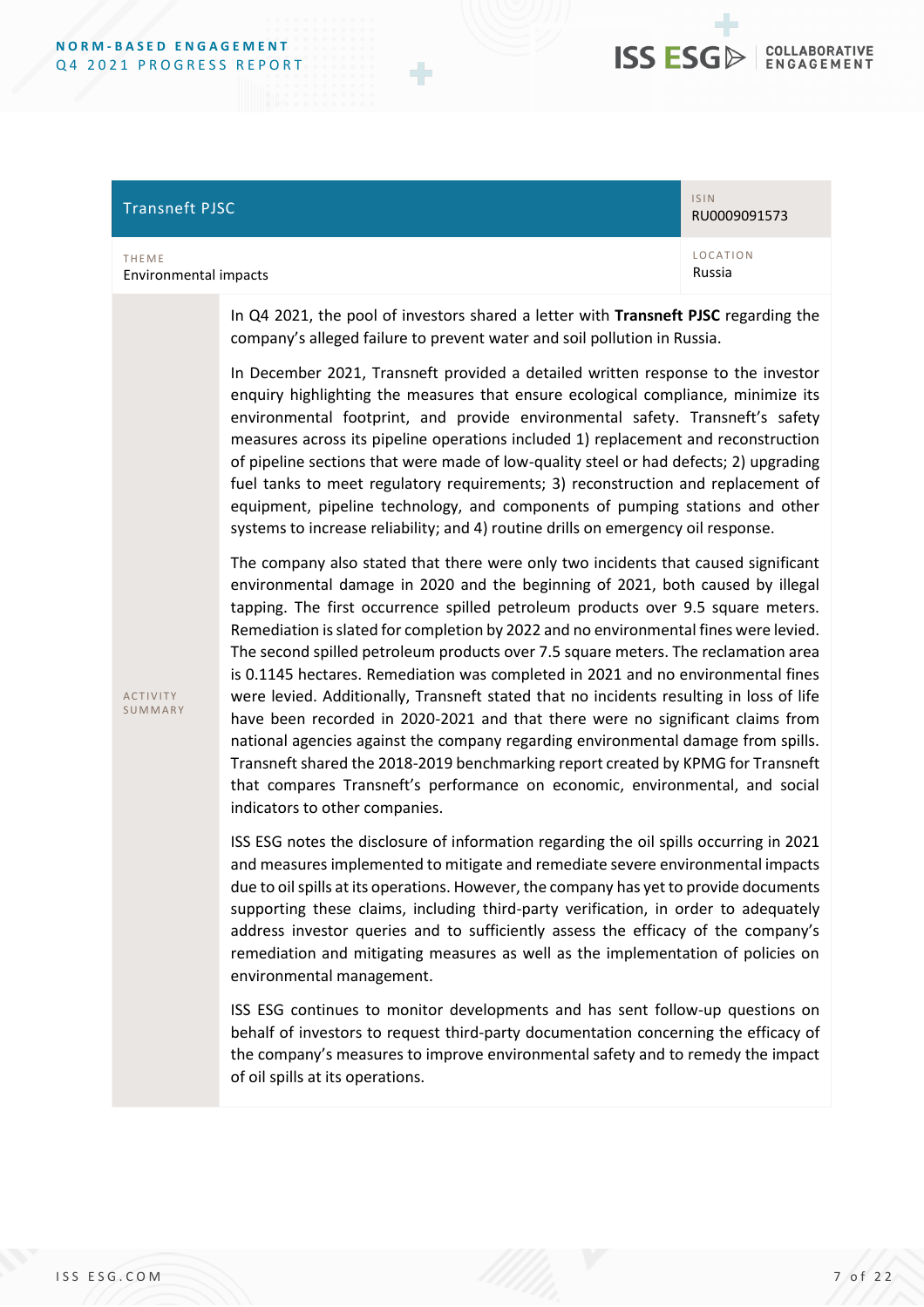| Transneft PJSC | ISIN RU0009091573 |
|---|---|
| THEME Environmental impacts | LOCATION Russia |

**ACTIVITY SUMMARY**

In Q4 2021, the pool of investors shared a letter with **Transneft PJSC** regarding the company's alleged failure to prevent water and soil pollution in Russia.

In December 2021, Transneft provided a detailed written response to the investor enquiry highlighting the measures that ensure ecological compliance, minimize its environmental footprint, and provide environmental safety. Transneft's safety measures across its pipeline operations included 1) replacement and reconstruction of pipeline sections that were made of low-quality steel or had defects; 2) upgrading fuel tanks to meet regulatory requirements; 3) reconstruction and replacement of equipment, pipeline technology, and components of pumping stations and other systems to increase reliability; and 4) routine drills on emergency oil response.

The company also stated that there were only two incidents that caused significant environmental damage in 2020 and the beginning of 2021, both caused by illegal tapping. The first occurrence spilled petroleum products over 9.5 square meters. Remediation is slated for completion by 2022 and no environmental fines were levied. The second spilled petroleum products over 7.5 square meters. The reclamation area is 0.1145 hectares. Remediation was completed in 2021 and no environmental fines were levied. Additionally, Transneft stated that no incidents resulting in loss of life have been recorded in 2020-2021 and that there were no significant claims from national agencies against the company regarding environmental damage from spills. Transneft shared the 2018-2019 benchmarking report created by KPMG for Transneft that compares Transneft's performance on economic, environmental, and social indicators to other companies.

ISS ESG notes the disclosure of information regarding the oil spills occurring in 2021 and measures implemented to mitigate and remediate severe environmental impacts due to oil spills at its operations. However, the company has yet to provide documents supporting these claims, including third-party verification, in order to adequately address investor queries and to sufficiently assess the efficacy of the company's remediation and mitigating measures as well as the implementation of policies on environmental management.

ISS ESG continues to monitor developments and has sent follow-up questions on behalf of investors to request third-party documentation concerning the efficacy of the company's measures to improve environmental safety and to remedy the impact of oil spills at its operations.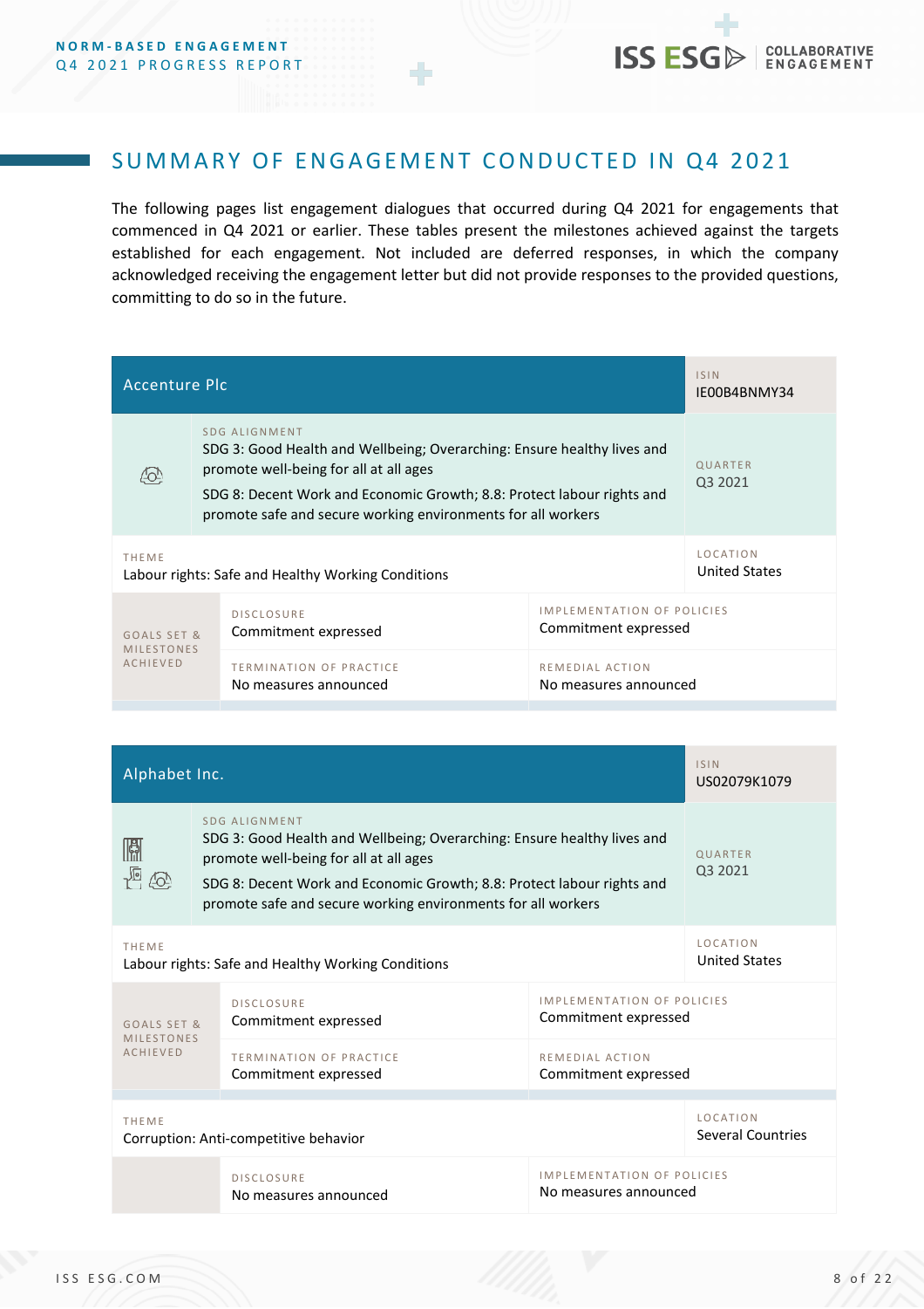## SUMMARY OF ENGAGEMENT CONDUCTED IN Q4 2021

The following pages list engagement dialogues that occurred during Q4 2021 for engagements that commenced in Q4 2021 or earlier. These tables present the milestones achieved against the targets established for each engagement. Not included are deferred responses, in which the company acknowledged receiving the engagement letter but did not provide responses to the provided questions, committing to do so in the future.

| Accenture Plc | | | ISIN<br>IE00B4BNMY34 |
|---|---|---|---|
| SDG ALIGNMENT<br>SDG 3: Good Health and Wellbeing; Overarching: Ensure healthy lives and promote well-being for all at all ages<br>SDG 8: Decent Work and Economic Growth; 8.8: Protect labour rights and promote safe and secure working environments for all workers | | | QUARTER<br>Q3 2021 |
| THEME<br>Labour rights: Safe and Healthy Working Conditions | | | LOCATION<br>United States |
| GOALS SET & MILESTONES ACHIEVED | DISCLOSURE<br>Commitment expressed | IMPLEMENTATION OF POLICIES<br>Commitment expressed | |
| | TERMINATION OF PRACTICE<br>No measures announced | REMEDIAL ACTION<br>No measures announced | |

| Alphabet Inc. | | | ISIN<br>US02079K1079 |
|---|---|---|---|
| SDG ALIGNMENT<br>SDG 3: Good Health and Wellbeing; Overarching: Ensure healthy lives and promote well-being for all at all ages<br>SDG 8: Decent Work and Economic Growth; 8.8: Protect labour rights and promote safe and secure working environments for all workers | | | QUARTER<br>Q3 2021 |
| THEME<br>Labour rights: Safe and Healthy Working Conditions | | | LOCATION<br>United States |
| GOALS SET & MILESTONES ACHIEVED | DISCLOSURE<br>Commitment expressed | IMPLEMENTATION OF POLICIES<br>Commitment expressed | |
| | TERMINATION OF PRACTICE<br>Commitment expressed | REMEDIAL ACTION<br>Commitment expressed | |
| THEME<br>Corruption: Anti-competitive behavior | | | LOCATION<br>Several Countries |
| | DISCLOSURE<br>No measures announced | IMPLEMENTATION OF POLICIES<br>No measures announced | |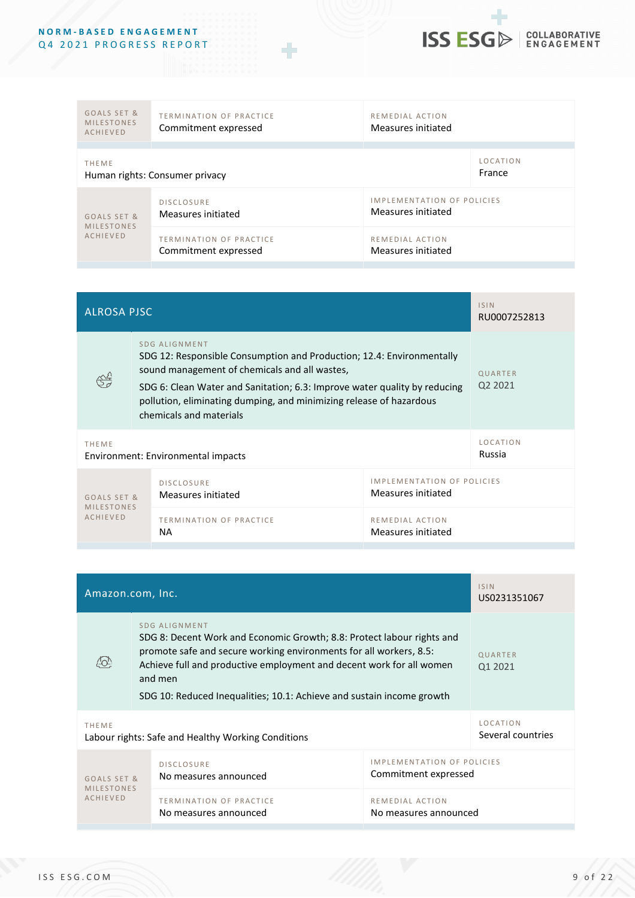| GOALS SET & MILESTONES ACHIEVED | TERMINATION OF PRACTICE | REMEDIAL ACTION |
|---|---|---|
| | Commitment expressed | Measures initiated |

| THEME | LOCATION |
|---|---|
| Human rights: Consumer privacy | France |

| GOALS SET & MILESTONES ACHIEVED | | |
|---|---|---|
| | DISCLOSURE<br>Measures initiated | IMPLEMENTATION OF POLICIES<br>Measures initiated |
| | TERMINATION OF PRACTICE<br>Commitment expressed | REMEDIAL ACTION<br>Measures initiated |

## ALROSA PJSC

| | |
|---|---|
| ISIN | RU0007252813 |
| SDG ALIGNMENT | SDG 12: Responsible Consumption and Production; 12.4: Environmentally sound management of chemicals and all wastes,<br>SDG 6: Clean Water and Sanitation; 6.3: Improve water quality by reducing pollution, eliminating dumping, and minimizing release of hazardous chemicals and materials |
| QUARTER | Q2 2021 |
| THEME | Environment: Environmental impacts |
| LOCATION | Russia |

| GOALS SET & MILESTONES ACHIEVED | | |
|---|---|---|
| | DISCLOSURE<br>Measures initiated | IMPLEMENTATION OF POLICIES<br>Measures initiated |
| | TERMINATION OF PRACTICE<br>NA | REMEDIAL ACTION<br>Measures initiated |

## Amazon.com, Inc.

| | |
|---|---|
| ISIN | US0231351067 |
| SDG ALIGNMENT | SDG 8: Decent Work and Economic Growth; 8.8: Protect labour rights and promote safe and secure working environments for all workers, 8.5: Achieve full and productive employment and decent work for all women and men<br>SDG 10: Reduced Inequalities; 10.1: Achieve and sustain income growth |
| QUARTER | Q1 2021 |
| THEME | Labour rights: Safe and Healthy Working Conditions |
| LOCATION | Several countries |

| GOALS SET & MILESTONES ACHIEVED | | |
|---|---|---|
| | DISCLOSURE<br>No measures announced | IMPLEMENTATION OF POLICIES<br>Commitment expressed |
| | TERMINATION OF PRACTICE<br>No measures announced | REMEDIAL ACTION<br>No measures announced |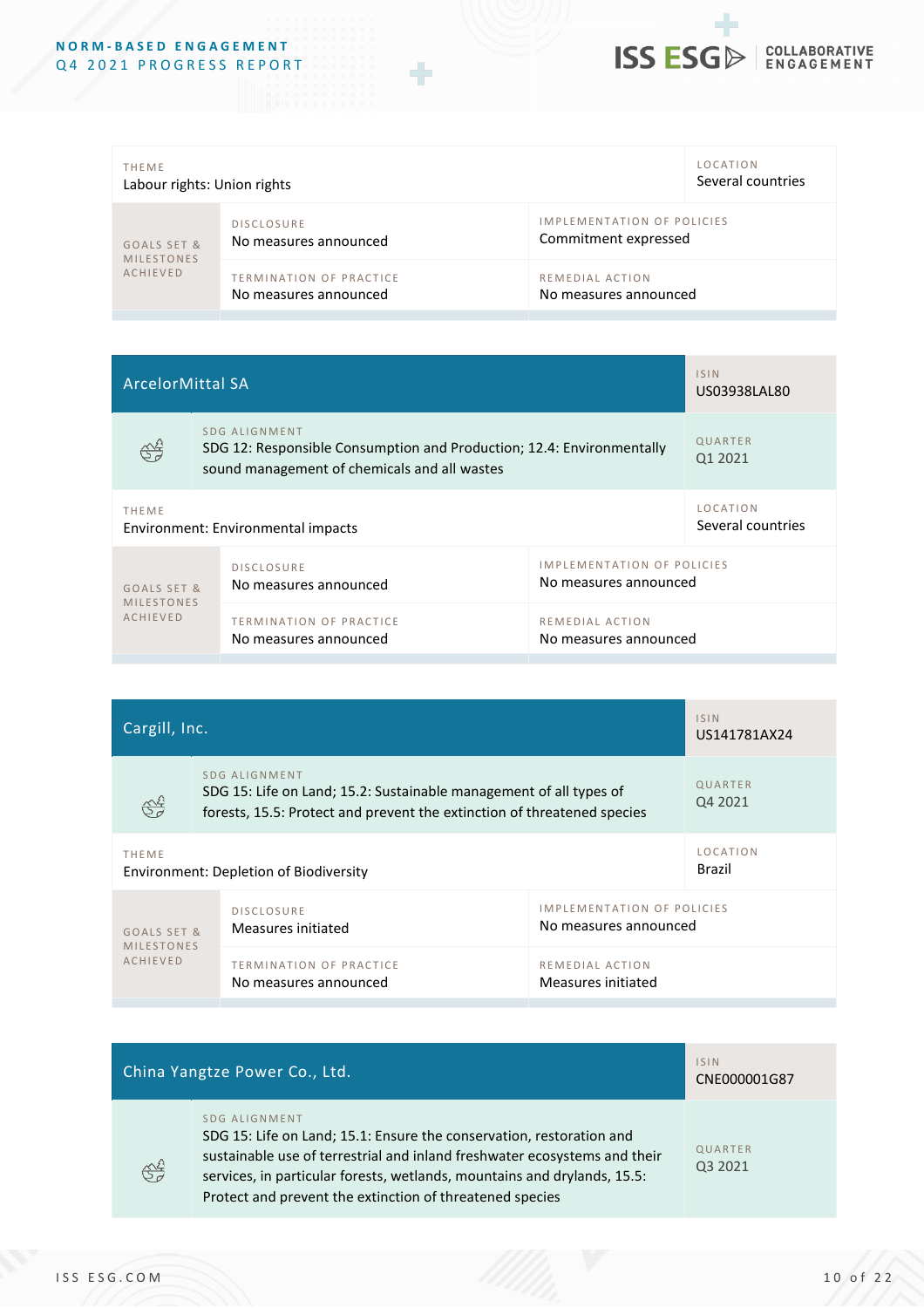| THEME | LOCATION |
|---|---|
| Labour rights: Union rights | Several countries |

| GOALS SET & MILESTONES ACHIEVED | | |
|---|---|---|
| | DISCLOSURE<br>No measures announced | IMPLEMENTATION OF POLICIES<br>Commitment expressed |
| | TERMINATION OF PRACTICE<br>No measures announced | REMEDIAL ACTION<br>No measures announced |

## ArcelorMittal SA

| | |
|---|---|
| ISIN | US03938LAL80 |
| SDG ALIGNMENT | SDG 12: Responsible Consumption and Production; 12.4: Environmentally sound management of chemicals and all wastes |
| QUARTER | Q1 2021 |
| THEME | Environment: Environmental impacts |
| LOCATION | Several countries |

| GOALS SET & MILESTONES ACHIEVED | | |
|---|---|---|
| | DISCLOSURE<br>No measures announced | IMPLEMENTATION OF POLICIES<br>No measures announced |
| | TERMINATION OF PRACTICE<br>No measures announced | REMEDIAL ACTION<br>No measures announced |

## Cargill, Inc.

| | |
|---|---|
| ISIN | US141781AX24 |
| SDG ALIGNMENT | SDG 15: Life on Land; 15.2: Sustainable management of all types of forests, 15.5: Protect and prevent the extinction of threatened species |
| QUARTER | Q4 2021 |
| THEME | Environment: Depletion of Biodiversity |
| LOCATION | Brazil |

| GOALS SET & MILESTONES ACHIEVED | | |
|---|---|---|
| | DISCLOSURE<br>Measures initiated | IMPLEMENTATION OF POLICIES<br>No measures announced |
| | TERMINATION OF PRACTICE<br>No measures announced | REMEDIAL ACTION<br>Measures initiated |

## China Yangtze Power Co., Ltd.

| | |
|---|---|
| ISIN | CNE000001G87 |
| SDG ALIGNMENT | SDG 15: Life on Land; 15.1: Ensure the conservation, restoration and sustainable use of terrestrial and inland freshwater ecosystems and their services, in particular forests, wetlands, mountains and drylands, 15.5: Protect and prevent the extinction of threatened species |
| QUARTER | Q3 2021 |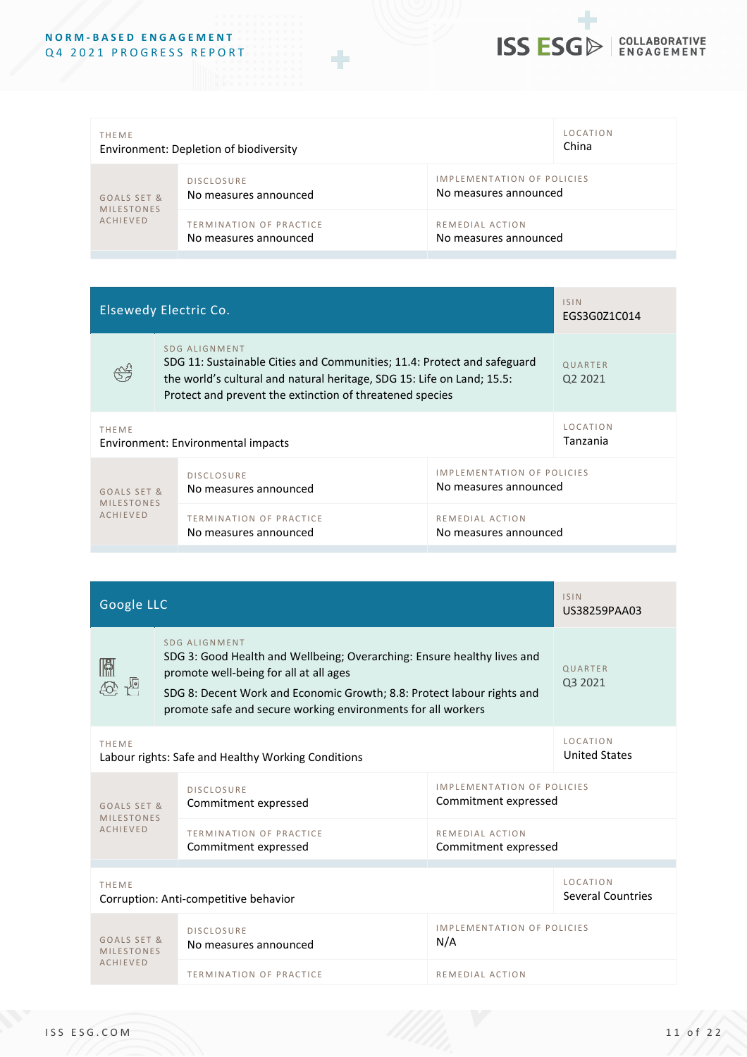| THEME | LOCATION |
|---|---|
| Environment: Depletion of biodiversity | China |

| GOALS SET & MILESTONES ACHIEVED | | |
|---|---|---|
| | DISCLOSURE<br>No measures announced | IMPLEMENTATION OF POLICIES<br>No measures announced |
| | TERMINATION OF PRACTICE<br>No measures announced | REMEDIAL ACTION<br>No measures announced |

## Elsewedy Electric Co.

| | |
|---|---|
| ISIN | EGS3G0Z1C014 |
| SDG ALIGNMENT | SDG 11: Sustainable Cities and Communities; 11.4: Protect and safeguard the world's cultural and natural heritage, SDG 15: Life on Land; 15.5: Protect and prevent the extinction of threatened species |
| QUARTER | Q2 2021 |

| THEME | LOCATION |
|---|---|
| Environment: Environmental impacts | Tanzania |

| GOALS SET & MILESTONES ACHIEVED | | |
|---|---|---|
| | DISCLOSURE<br>No measures announced | IMPLEMENTATION OF POLICIES<br>No measures announced |
| | TERMINATION OF PRACTICE<br>No measures announced | REMEDIAL ACTION<br>No measures announced |

## Google LLC

| | |
|---|---|
| ISIN | US38259PAA03 |
| SDG ALIGNMENT | SDG 3: Good Health and Wellbeing; Overarching: Ensure healthy lives and promote well-being for all at all ages<br>SDG 8: Decent Work and Economic Growth; 8.8: Protect labour rights and promote safe and secure working environments for all workers |
| QUARTER | Q3 2021 |

| THEME | LOCATION |
|---|---|
| Labour rights: Safe and Healthy Working Conditions | United States |

| GOALS SET & MILESTONES ACHIEVED | | |
|---|---|---|
| | DISCLOSURE<br>Commitment expressed | IMPLEMENTATION OF POLICIES<br>Commitment expressed |
| | TERMINATION OF PRACTICE<br>Commitment expressed | REMEDIAL ACTION<br>Commitment expressed |

| THEME | LOCATION |
|---|---|
| Corruption: Anti-competitive behavior | Several Countries |

| GOALS SET & MILESTONES ACHIEVED | | |
|---|---|---|
| | DISCLOSURE<br>No measures announced | IMPLEMENTATION OF POLICIES<br>N/A |
| | TERMINATION OF PRACTICE | REMEDIAL ACTION |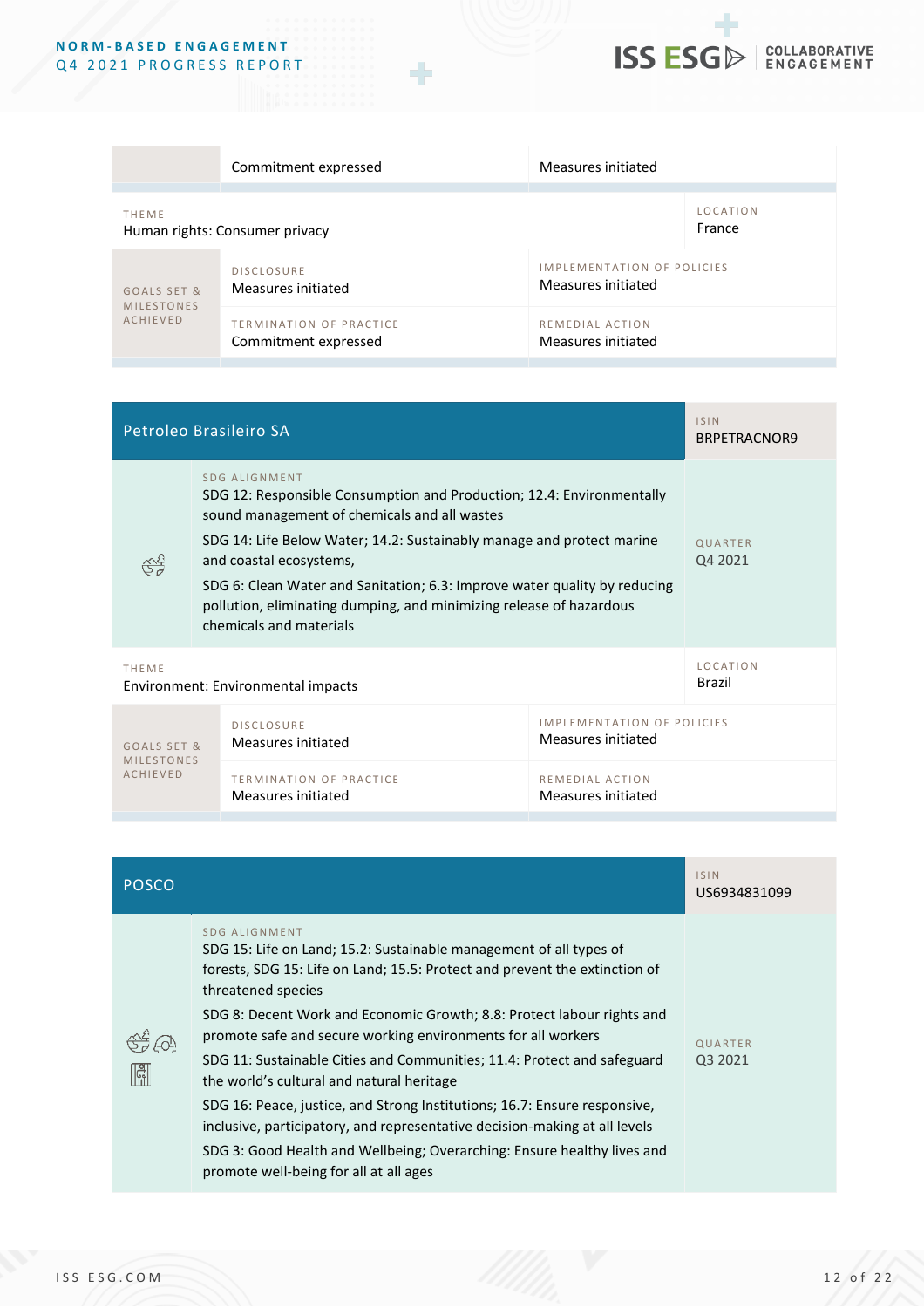| | Commitment expressed | Measures initiated |
|---|---|---|

| THEME | LOCATION |
|---|---|
| Human rights: Consumer privacy | France |

| GOALS SET & MILESTONES ACHIEVED | | |
|---|---|---|
| | DISCLOSURE<br>Measures initiated | IMPLEMENTATION OF POLICIES<br>Measures initiated |
| | TERMINATION OF PRACTICE<br>Commitment expressed | REMEDIAL ACTION<br>Measures initiated |

## Petroleo Brasileiro SA

| | |
|---|---|
| ISIN | BRPETRACNOR9 |
| SDG ALIGNMENT | SDG 12: Responsible Consumption and Production; 12.4: Environmentally sound management of chemicals and all wastes<br>SDG 14: Life Below Water; 14.2: Sustainably manage and protect marine and coastal ecosystems,<br>SDG 6: Clean Water and Sanitation; 6.3: Improve water quality by reducing pollution, eliminating dumping, and minimizing release of hazardous chemicals and materials |
| QUARTER | Q4 2021 |
| THEME | Environment: Environmental impacts |
| LOCATION | Brazil |

| GOALS SET & MILESTONES ACHIEVED | | |
|---|---|---|
| | DISCLOSURE<br>Measures initiated | IMPLEMENTATION OF POLICIES<br>Measures initiated |
| | TERMINATION OF PRACTICE<br>Measures initiated | REMEDIAL ACTION<br>Measures initiated |

## POSCO

| | |
|---|---|
| ISIN | US6934831099 |
| SDG ALIGNMENT | SDG 15: Life on Land; 15.2: Sustainable management of all types of forests, SDG 15: Life on Land; 15.5: Protect and prevent the extinction of threatened species<br>SDG 8: Decent Work and Economic Growth; 8.8: Protect labour rights and promote safe and secure working environments for all workers<br>SDG 11: Sustainable Cities and Communities; 11.4: Protect and safeguard the world's cultural and natural heritage<br>SDG 16: Peace, justice, and Strong Institutions; 16.7: Ensure responsive, inclusive, participatory, and representative decision-making at all levels<br>SDG 3: Good Health and Wellbeing; Overarching: Ensure healthy lives and promote well-being for all at all ages |
| QUARTER | Q3 2021 |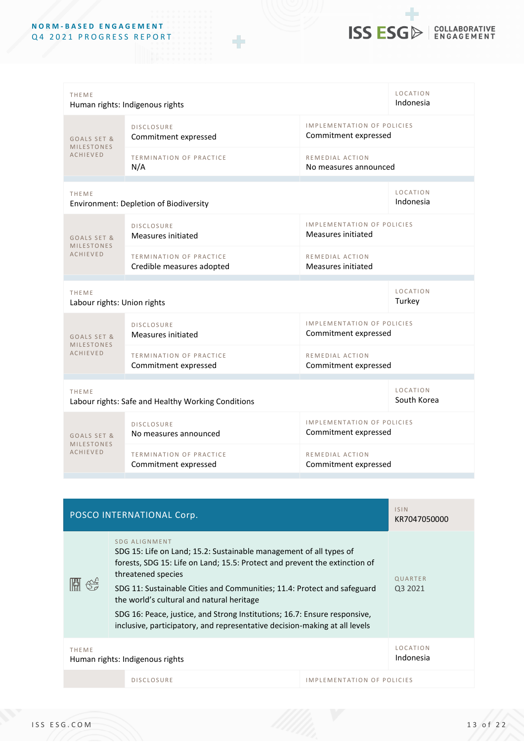| THEME | | LOCATION |
|---|---|---|
| Human rights: Indigenous rights | | Indonesia |
| GOALS SET & MILESTONES ACHIEVED | DISCLOSURE<br>Commitment expressed | IMPLEMENTATION OF POLICIES<br>Commitment expressed |
| | TERMINATION OF PRACTICE<br>N/A | REMEDIAL ACTION<br>No measures announced |

| THEME | | LOCATION |
|---|---|---|
| Environment: Depletion of Biodiversity | | Indonesia |
| GOALS SET & MILESTONES ACHIEVED | DISCLOSURE<br>Measures initiated | IMPLEMENTATION OF POLICIES<br>Measures initiated |
| | TERMINATION OF PRACTICE<br>Credible measures adopted | REMEDIAL ACTION<br>Measures initiated |

| THEME | | LOCATION |
|---|---|---|
| Labour rights: Union rights | | Turkey |
| GOALS SET & MILESTONES ACHIEVED | DISCLOSURE<br>Measures initiated | IMPLEMENTATION OF POLICIES<br>Commitment expressed |
| | TERMINATION OF PRACTICE<br>Commitment expressed | REMEDIAL ACTION<br>Commitment expressed |

| THEME | | LOCATION |
|---|---|---|
| Labour rights: Safe and Healthy Working Conditions | | South Korea |
| GOALS SET & MILESTONES ACHIEVED | DISCLOSURE<br>No measures announced | IMPLEMENTATION OF POLICIES<br>Commitment expressed |
| | TERMINATION OF PRACTICE<br>Commitment expressed | REMEDIAL ACTION<br>Commitment expressed |

## POSCO INTERNATIONAL Corp.

ISIN: KR7047050000

SDG ALIGNMENT

SDG 15: Life on Land; 15.2: Sustainable management of all types of forests, SDG 15: Life on Land; 15.5: Protect and prevent the extinction of threatened species

SDG 11: Sustainable Cities and Communities; 11.4: Protect and safeguard the world's cultural and natural heritage

SDG 16: Peace, justice, and Strong Institutions; 16.7: Ensure responsive, inclusive, participatory, and representative decision-making at all levels

QUARTER: Q3 2021

| THEME | | LOCATION |
|---|---|---|
| Human rights: Indigenous rights | | Indonesia |
| | DISCLOSURE | IMPLEMENTATION OF POLICIES |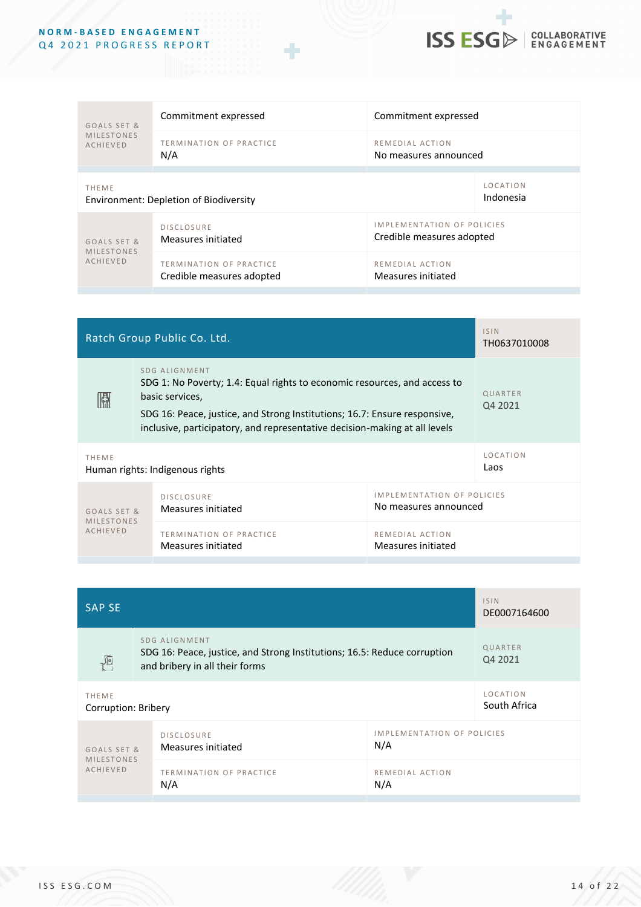| GOALS SET & MILESTONES ACHIEVED | Commitment expressed | Commitment expressed |
|---|---|---|
| | TERMINATION OF PRACTICE<br>N/A | REMEDIAL ACTION<br>No measures announced |

| THEME | LOCATION |
|---|---|
| Environment: Depletion of Biodiversity | Indonesia |

| GOALS SET & MILESTONES ACHIEVED | DISCLOSURE<br>Measures initiated | IMPLEMENTATION OF POLICIES<br>Credible measures adopted |
|---|---|---|
| | TERMINATION OF PRACTICE<br>Credible measures adopted | REMEDIAL ACTION<br>Measures initiated |

## Ratch Group Public Co. Ltd.

| | |
|---|---|
| ISIN | TH0637010008 |
| SDG ALIGNMENT | SDG 1: No Poverty; 1.4: Equal rights to economic resources, and access to basic services,<br>SDG 16: Peace, justice, and Strong Institutions; 16.7: Ensure responsive, inclusive, participatory, and representative decision-making at all levels |
| QUARTER | Q4 2021 |
| THEME | Human rights: Indigenous rights |
| LOCATION | Laos |

| GOALS SET & MILESTONES ACHIEVED | DISCLOSURE<br>Measures initiated | IMPLEMENTATION OF POLICIES<br>No measures announced |
|---|---|---|
| | TERMINATION OF PRACTICE<br>Measures initiated | REMEDIAL ACTION<br>Measures initiated |

## SAP SE

| | |
|---|---|
| ISIN | DE0007164600 |
| SDG ALIGNMENT | SDG 16: Peace, justice, and Strong Institutions; 16.5: Reduce corruption and bribery in all their forms |
| QUARTER | Q4 2021 |
| THEME | Corruption: Bribery |
| LOCATION | South Africa |

| GOALS SET & MILESTONES ACHIEVED | DISCLOSURE<br>Measures initiated | IMPLEMENTATION OF POLICIES<br>N/A |
|---|---|---|
| | TERMINATION OF PRACTICE<br>N/A | REMEDIAL ACTION<br>N/A |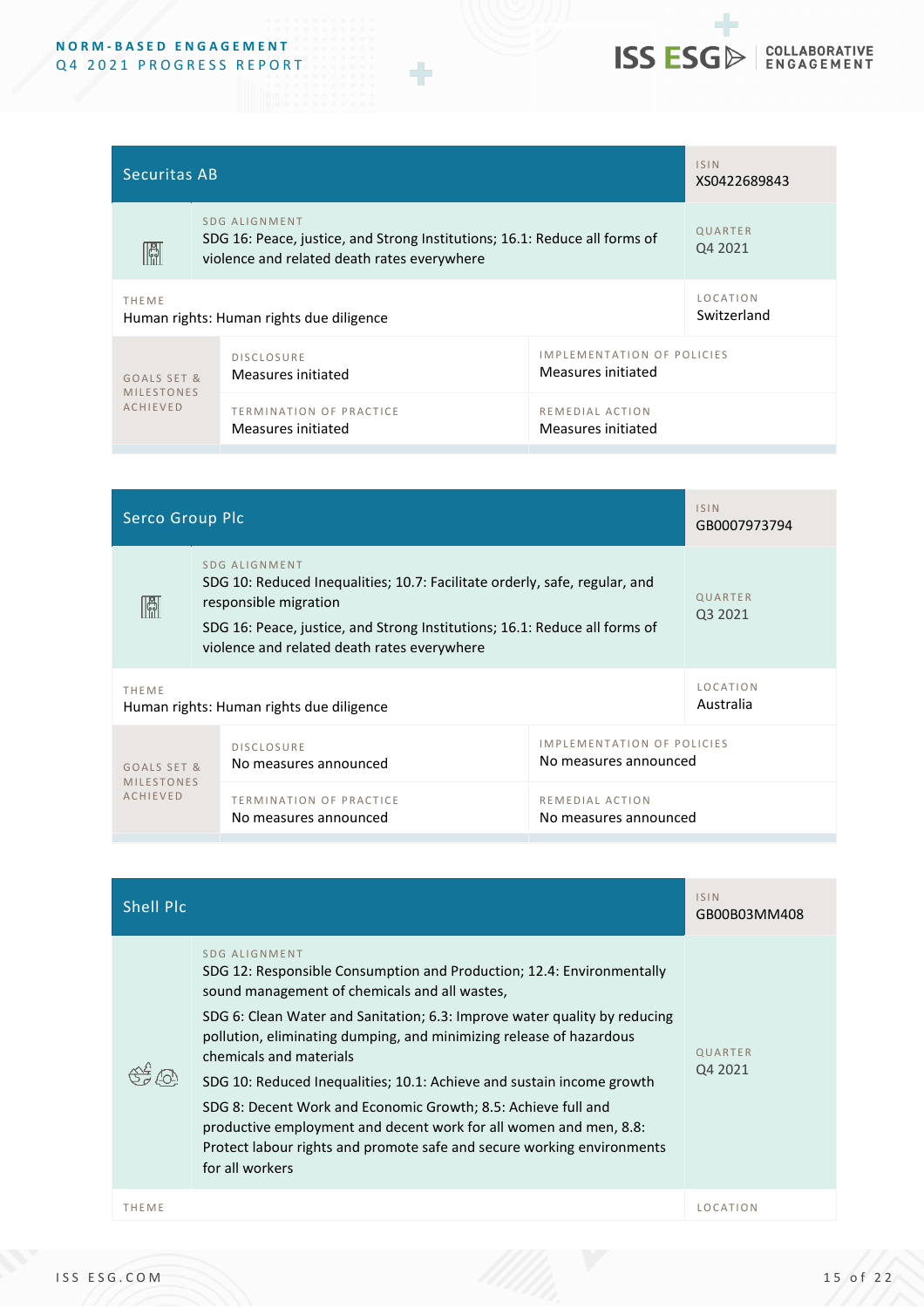## Securitas AB

| | |
|---|---|
| **ISIN** | XS0422689843 |
| **SDG ALIGNMENT** | SDG 16: Peace, justice, and Strong Institutions; 16.1: Reduce all forms of violence and related death rates everywhere |
| **QUARTER** | Q4 2021 |
| **THEME** | Human rights: Human rights due diligence |
| **LOCATION** | Switzerland |

| GOALS SET & MILESTONES ACHIEVED | | |
|---|---|---|
| | **DISCLOSURE** Measures initiated | **IMPLEMENTATION OF POLICIES** Measures initiated |
| | **TERMINATION OF PRACTICE** Measures initiated | **REMEDIAL ACTION** Measures initiated |

## Serco Group Plc

| | |
|---|---|
| **ISIN** | GB0007973794 |
| **SDG ALIGNMENT** | SDG 10: Reduced Inequalities; 10.7: Facilitate orderly, safe, regular, and responsible migration<br>SDG 16: Peace, justice, and Strong Institutions; 16.1: Reduce all forms of violence and related death rates everywhere |
| **QUARTER** | Q3 2021 |
| **THEME** | Human rights: Human rights due diligence |
| **LOCATION** | Australia |

| GOALS SET & MILESTONES ACHIEVED | | |
|---|---|---|
| | **DISCLOSURE** No measures announced | **IMPLEMENTATION OF POLICIES** No measures announced |
| | **TERMINATION OF PRACTICE** No measures announced | **REMEDIAL ACTION** No measures announced |

## Shell Plc

| | |
|---|---|
| **ISIN** | GB00B03MM408 |
| **SDG ALIGNMENT** | SDG 12: Responsible Consumption and Production; 12.4: Environmentally sound management of chemicals and all wastes,<br>SDG 6: Clean Water and Sanitation; 6.3: Improve water quality by reducing pollution, eliminating dumping, and minimizing release of hazardous chemicals and materials<br>SDG 10: Reduced Inequalities; 10.1: Achieve and sustain income growth<br>SDG 8: Decent Work and Economic Growth; 8.5: Achieve full and productive employment and decent work for all women and men, 8.8: Protect labour rights and promote safe and secure working environments for all workers |
| **QUARTER** | Q4 2021 |
| **THEME** | |
| **LOCATION** | |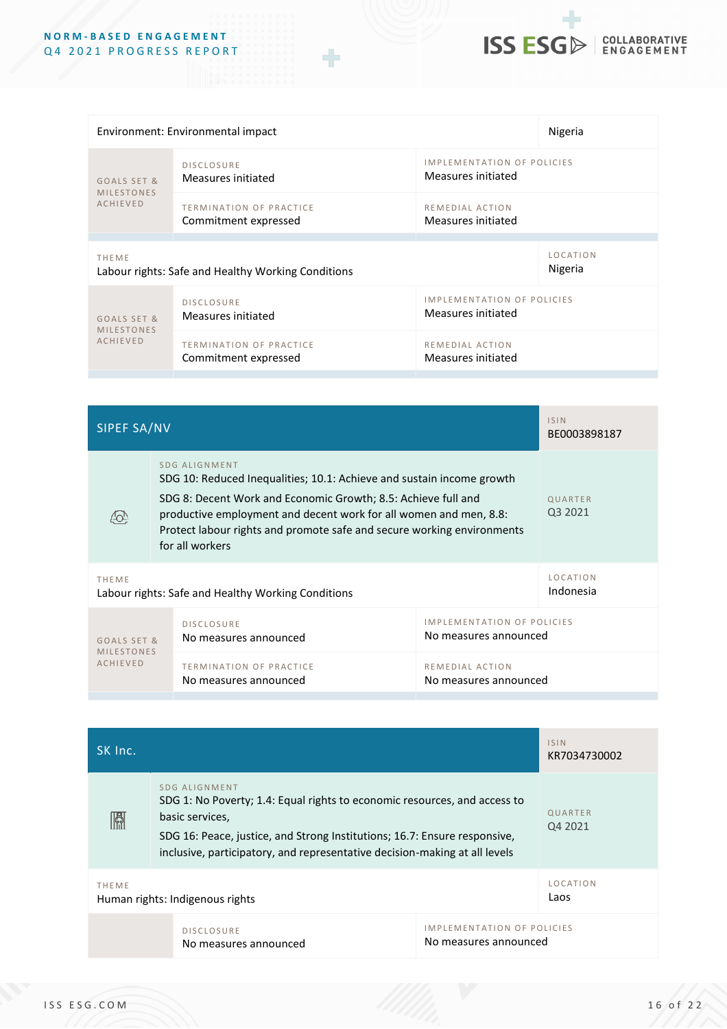| Environment: Environmental impact | | Nigeria |
|---|---|---|
| GOALS SET & MILESTONES ACHIEVED | DISCLOSURE<br>Measures initiated | IMPLEMENTATION OF POLICIES<br>Measures initiated |
| | TERMINATION OF PRACTICE<br>Commitment expressed | REMEDIAL ACTION<br>Measures initiated |

| THEME<br>Labour rights: Safe and Healthy Working Conditions | | LOCATION<br>Nigeria |
|---|---|---|
| GOALS SET & MILESTONES ACHIEVED | DISCLOSURE<br>Measures initiated | IMPLEMENTATION OF POLICIES<br>Measures initiated |
| | TERMINATION OF PRACTICE<br>Commitment expressed | REMEDIAL ACTION<br>Measures initiated |

## SIPEF SA/NV

| SIPEF SA/NV | | ISIN<br>BE0003898187 |
|---|---|---|
| SDG ALIGNMENT | SDG 10: Reduced Inequalities; 10.1: Achieve and sustain income growth<br>SDG 8: Decent Work and Economic Growth; 8.5: Achieve full and productive employment and decent work for all women and men, 8.8: Protect labour rights and promote safe and secure working environments for all workers | QUARTER<br>Q3 2021 |
| THEME<br>Labour rights: Safe and Healthy Working Conditions | | LOCATION<br>Indonesia |
| GOALS SET & MILESTONES ACHIEVED | DISCLOSURE<br>No measures announced | IMPLEMENTATION OF POLICIES<br>No measures announced |
| | TERMINATION OF PRACTICE<br>No measures announced | REMEDIAL ACTION<br>No measures announced |

## SK Inc.

| SK Inc. | | ISIN<br>KR7034730002 |
|---|---|---|
| SDG ALIGNMENT | SDG 1: No Poverty; 1.4: Equal rights to economic resources, and access to basic services,<br>SDG 16: Peace, justice, and Strong Institutions; 16.7: Ensure responsive, inclusive, participatory, and representative decision-making at all levels | QUARTER<br>Q4 2021 |
| THEME<br>Human rights: Indigenous rights | | LOCATION<br>Laos |
| | DISCLOSURE<br>No measures announced | IMPLEMENTATION OF POLICIES<br>No measures announced |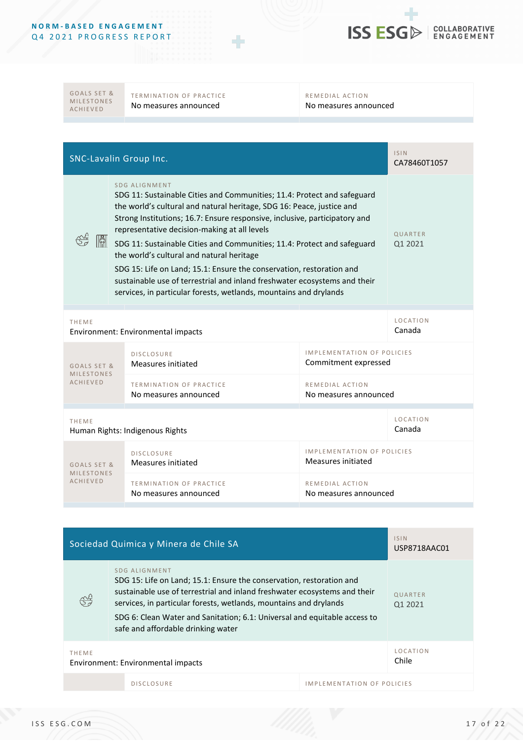| GOALS SET & MILESTONES ACHIEVED | TERMINATION OF PRACTICE | REMEDIAL ACTION |
|---|---|---|
| | No measures announced | No measures announced |

## SNC-Lavalin Group Inc.

**ISIN**
CA78460T1057

**SDG ALIGNMENT**

SDG 11: Sustainable Cities and Communities; 11.4: Protect and safeguard the world's cultural and natural heritage, SDG 16: Peace, justice and Strong Institutions; 16.7: Ensure responsive, inclusive, participatory and representative decision-making at all levels

SDG 11: Sustainable Cities and Communities; 11.4: Protect and safeguard the world's cultural and natural heritage

SDG 15: Life on Land; 15.1: Ensure the conservation, restoration and sustainable use of terrestrial and inland freshwater ecosystems and their services, in particular forests, wetlands, mountains and drylands

**QUARTER**
Q1 2021

**THEME**
Environment: Environmental impacts

**LOCATION**
Canada

| GOALS SET & MILESTONES ACHIEVED | | |
|---|---|---|
| | **DISCLOSURE**<br>Measures initiated | **IMPLEMENTATION OF POLICIES**<br>Commitment expressed |
| | **TERMINATION OF PRACTICE**<br>No measures announced | **REMEDIAL ACTION**<br>No measures announced |

**THEME**
Human Rights: Indigenous Rights

**LOCATION**
Canada

| GOALS SET & MILESTONES ACHIEVED | | |
|---|---|---|
| | **DISCLOSURE**<br>Measures initiated | **IMPLEMENTATION OF POLICIES**<br>Measures initiated |
| | **TERMINATION OF PRACTICE**<br>No measures announced | **REMEDIAL ACTION**<br>No measures announced |

## Sociedad Quimica y Minera de Chile SA

**ISIN**
USP8718AAC01

**SDG ALIGNMENT**

SDG 15: Life on Land; 15.1: Ensure the conservation, restoration and sustainable use of terrestrial and inland freshwater ecosystems and their services, in particular forests, wetlands, mountains and drylands

SDG 6: Clean Water and Sanitation; 6.1: Universal and equitable access to safe and affordable drinking water

**QUARTER**
Q1 2021

**THEME**
Environment: Environmental impacts

**LOCATION**
Chile

| | DISCLOSURE | IMPLEMENTATION OF POLICIES |
|---|---|---|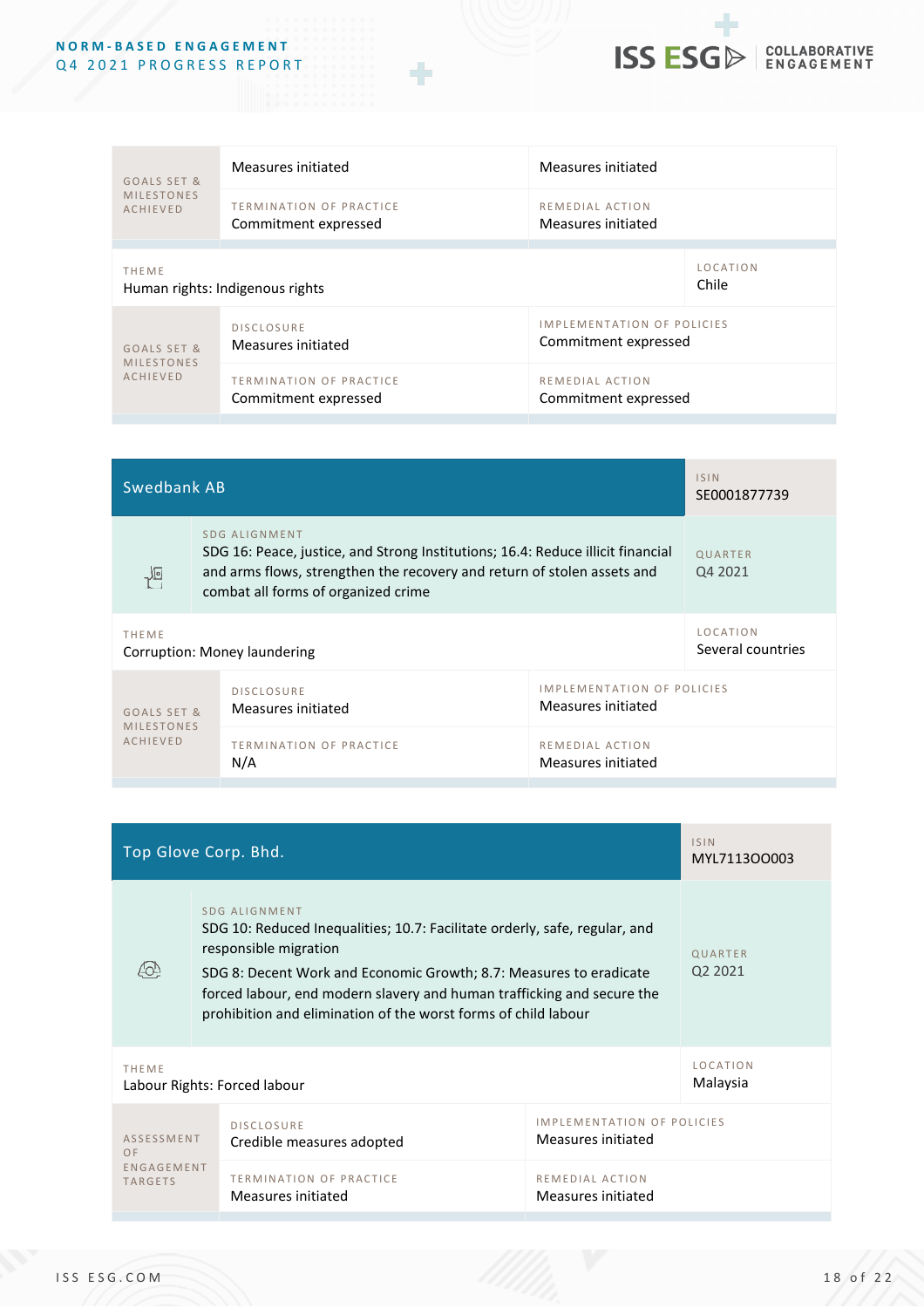| GOALS SET & MILESTONES ACHIEVED | Measures initiated | Measures initiated |
|---|---|---|
| | TERMINATION OF PRACTICE<br>Commitment expressed | REMEDIAL ACTION<br>Measures initiated |

| THEME<br>Human rights: Indigenous rights | | LOCATION<br>Chile |
|---|---|---|
| GOALS SET & MILESTONES ACHIEVED | DISCLOSURE<br>Measures initiated | IMPLEMENTATION OF POLICIES<br>Commitment expressed |
| | TERMINATION OF PRACTICE<br>Commitment expressed | REMEDIAL ACTION<br>Commitment expressed |

## Swedbank AB

| | | |
|---|---|---|
| ISIN | SE0001877739 | |
| SDG ALIGNMENT | SDG 16: Peace, justice, and Strong Institutions; 16.4: Reduce illicit financial and arms flows, strengthen the recovery and return of stolen assets and combat all forms of organized crime | |
| QUARTER | Q4 2021 | |
| THEME | Corruption: Money laundering | |
| LOCATION | Several countries | |
| GOALS SET & MILESTONES ACHIEVED | DISCLOSURE<br>Measures initiated | IMPLEMENTATION OF POLICIES<br>Measures initiated |
| | TERMINATION OF PRACTICE<br>N/A | REMEDIAL ACTION<br>Measures initiated |

## Top Glove Corp. Bhd.

| | | |
|---|---|---|
| ISIN | MYL7113OO003 | |
| SDG ALIGNMENT | SDG 10: Reduced Inequalities; 10.7: Facilitate orderly, safe, regular, and responsible migration<br>SDG 8: Decent Work and Economic Growth; 8.7: Measures to eradicate forced labour, end modern slavery and human trafficking and secure the prohibition and elimination of the worst forms of child labour | |
| QUARTER | Q2 2021 | |
| THEME | Labour Rights: Forced labour | |
| LOCATION | Malaysia | |
| ASSESSMENT OF ENGAGEMENT TARGETS | DISCLOSURE<br>Credible measures adopted | IMPLEMENTATION OF POLICIES<br>Measures initiated |
| | TERMINATION OF PRACTICE<br>Measures initiated | REMEDIAL ACTION<br>Measures initiated |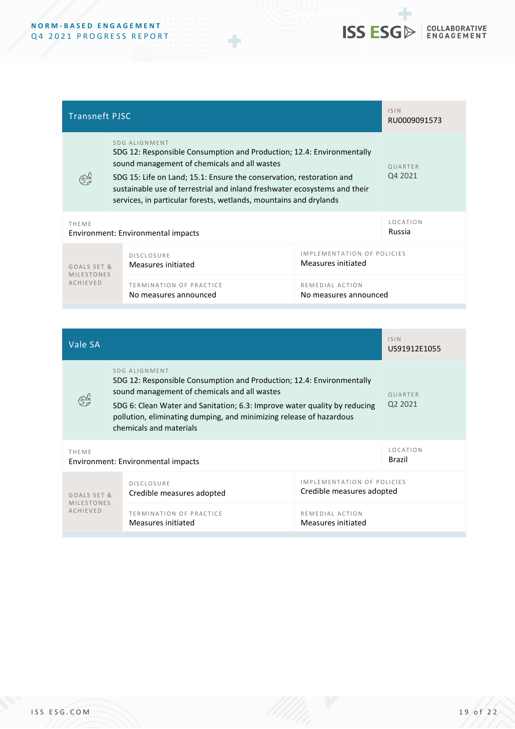## Transneft PJSC

| | |
|---|---|
| ISIN | RU0009091573 |
| SDG ALIGNMENT | SDG 12: Responsible Consumption and Production; 12.4: Environmentally sound management of chemicals and all wastes<br>SDG 15: Life on Land; 15.1: Ensure the conservation, restoration and sustainable use of terrestrial and inland freshwater ecosystems and their services, in particular forests, wetlands, mountains and drylands |
| QUARTER | Q4 2021 |
| THEME | Environment: Environmental impacts |
| LOCATION | Russia |

| GOALS SET & MILESTONES ACHIEVED | | |
|---|---|---|
| | DISCLOSURE<br>Measures initiated | IMPLEMENTATION OF POLICIES<br>Measures initiated |
| | TERMINATION OF PRACTICE<br>No measures announced | REMEDIAL ACTION<br>No measures announced |

## Vale SA

| | |
|---|---|
| ISIN | US91912E1055 |
| SDG ALIGNMENT | SDG 12: Responsible Consumption and Production; 12.4: Environmentally sound management of chemicals and all wastes<br>SDG 6: Clean Water and Sanitation; 6.3: Improve water quality by reducing pollution, eliminating dumping, and minimizing release of hazardous chemicals and materials |
| QUARTER | Q2 2021 |
| THEME | Environment: Environmental impacts |
| LOCATION | Brazil |

| GOALS SET & MILESTONES ACHIEVED | | |
|---|---|---|
| | DISCLOSURE<br>Credible measures adopted | IMPLEMENTATION OF POLICIES<br>Credible measures adopted |
| | TERMINATION OF PRACTICE<br>Measures initiated | REMEDIAL ACTION<br>Measures initiated |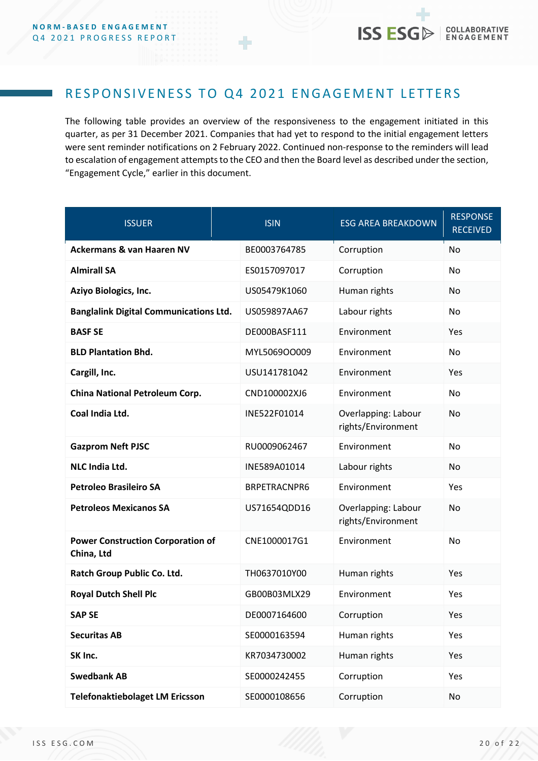## RESPONSIVENESS TO Q4 2021 ENGAGEMENT LETTERS

The following table provides an overview of the responsiveness to the engagement initiated in this quarter, as per 31 December 2021. Companies that had yet to respond to the initial engagement letters were sent reminder notifications on 2 February 2022. Continued non-response to the reminders will lead to escalation of engagement attempts to the CEO and then the Board level as described under the section, "Engagement Cycle," earlier in this document.

| ISSUER | ISIN | ESG AREA BREAKDOWN | RESPONSE RECEIVED |
|---|---|---|---|
| **Ackermans & van Haaren NV** | BE0003764785 | Corruption | No |
| **Almirall SA** | ES0157097017 | Corruption | No |
| **Aziyo Biologics, Inc.** | US05479K1060 | Human rights | No |
| **Banglalink Digital Communications Ltd.** | US059897AA67 | Labour rights | No |
| **BASF SE** | DE000BASF111 | Environment | Yes |
| **BLD Plantation Bhd.** | MYL5069OO009 | Environment | No |
| **Cargill, Inc.** | USU141781042 | Environment | Yes |
| **China National Petroleum Corp.** | CND100002XJ6 | Environment | No |
| **Coal India Ltd.** | INE522F01014 | Overlapping: Labour rights/Environment | No |
| **Gazprom Neft PJSC** | RU0009062467 | Environment | No |
| **NLC India Ltd.** | INE589A01014 | Labour rights | No |
| **Petroleo Brasileiro SA** | BRPETRACNPR6 | Environment | Yes |
| **Petroleos Mexicanos SA** | US71654QDD16 | Overlapping: Labour rights/Environment | No |
| **Power Construction Corporation of China, Ltd** | CNE1000017G1 | Environment | No |
| **Ratch Group Public Co. Ltd.** | TH0637010Y00 | Human rights | Yes |
| **Royal Dutch Shell Plc** | GB00B03MLX29 | Environment | Yes |
| **SAP SE** | DE0007164600 | Corruption | Yes |
| **Securitas AB** | SE0000163594 | Human rights | Yes |
| **SK Inc.** | KR7034730002 | Human rights | Yes |
| **Swedbank AB** | SE0000242455 | Corruption | Yes |
| **Telefonaktiebolaget LM Ericsson** | SE0000108656 | Corruption | No |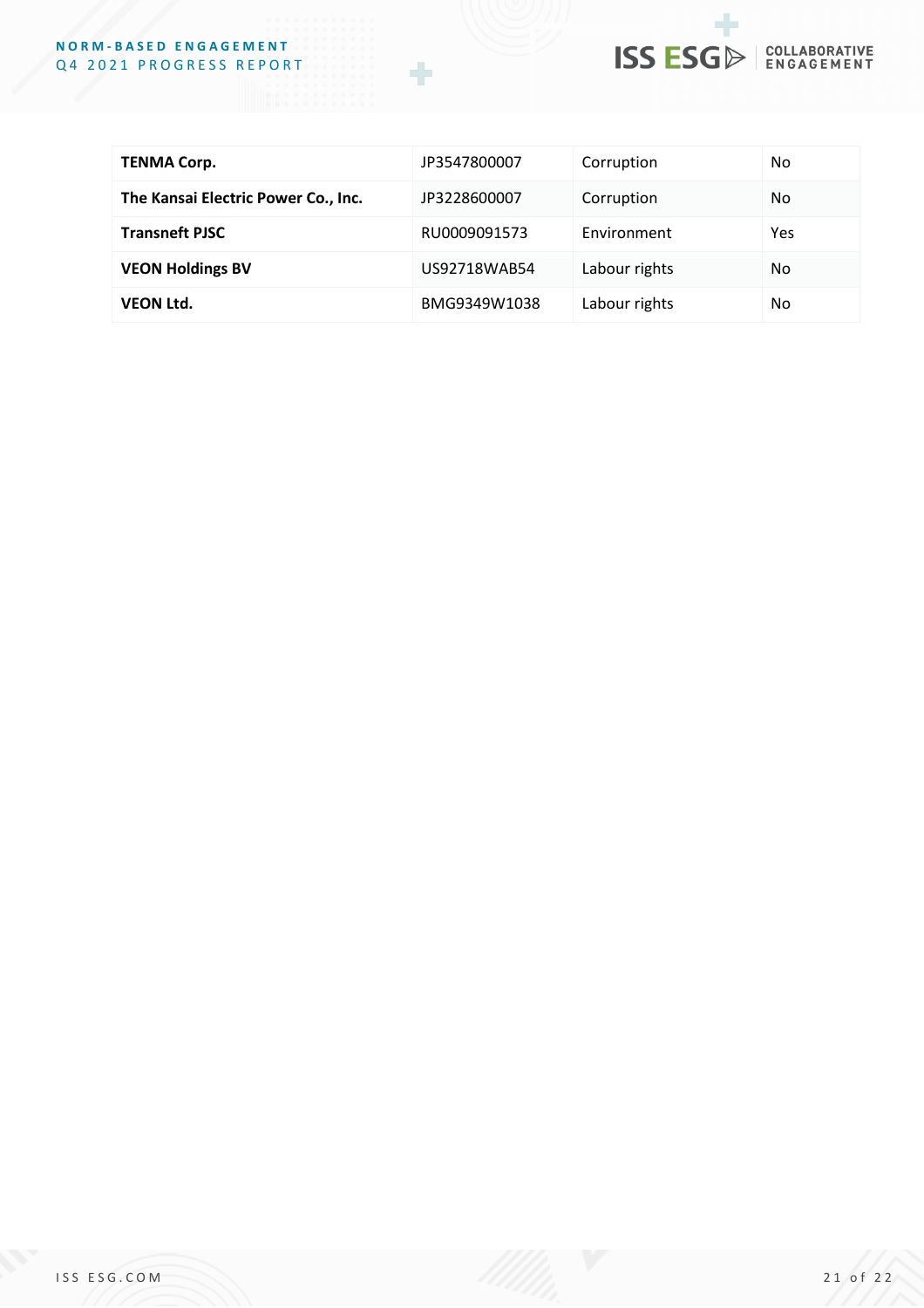| | | | |
|---|---|---|---|
| **TENMA Corp.** | JP3547800007 | Corruption | No |
| **The Kansai Electric Power Co., Inc.** | JP3228600007 | Corruption | No |
| **Transneft PJSC** | RU0009091573 | Environment | Yes |
| **VEON Holdings BV** | US92718WAB54 | Labour rights | No |
| **VEON Ltd.** | BMG9349W1038 | Labour rights | No |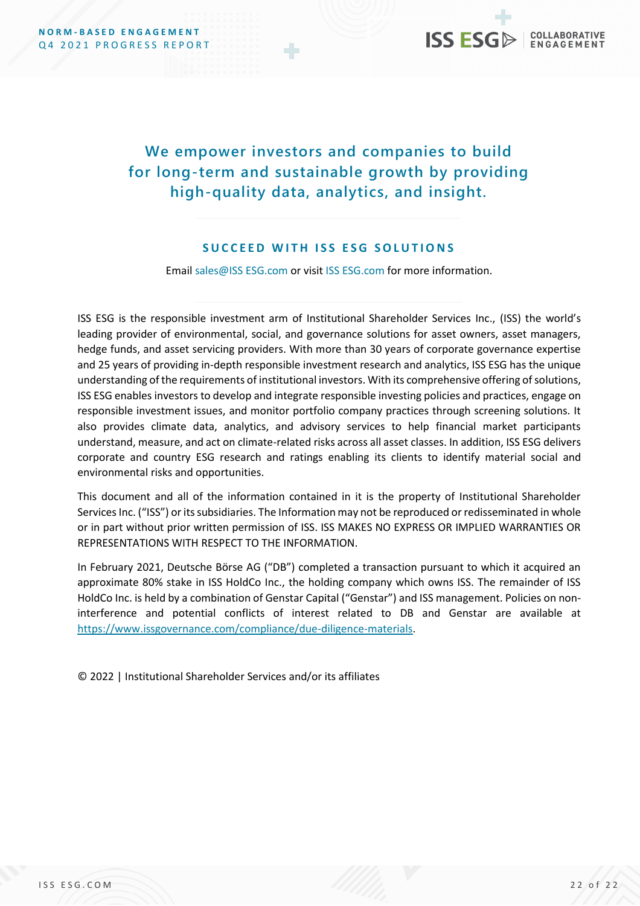## We empower investors and companies to build for long-term and sustainable growth by providing high-quality data, analytics, and insight.

### SUCCEED WITH ISS ESG SOLUTIONS

Email sales@ISS ESG.com or visit ISS ESG.com for more information.

ISS ESG is the responsible investment arm of Institutional Shareholder Services Inc., (ISS) the world's leading provider of environmental, social, and governance solutions for asset owners, asset managers, hedge funds, and asset servicing providers. With more than 30 years of corporate governance expertise and 25 years of providing in-depth responsible investment research and analytics, ISS ESG has the unique understanding of the requirements of institutional investors. With its comprehensive offering of solutions, ISS ESG enables investors to develop and integrate responsible investing policies and practices, engage on responsible investment issues, and monitor portfolio company practices through screening solutions. It also provides climate data, analytics, and advisory services to help financial market participants understand, measure, and act on climate-related risks across all asset classes. In addition, ISS ESG delivers corporate and country ESG research and ratings enabling its clients to identify material social and environmental risks and opportunities.

This document and all of the information contained in it is the property of Institutional Shareholder Services Inc. ("ISS") or its subsidiaries. The Information may not be reproduced or redisseminated in whole or in part without prior written permission of ISS. ISS MAKES NO EXPRESS OR IMPLIED WARRANTIES OR REPRESENTATIONS WITH RESPECT TO THE INFORMATION.

In February 2021, Deutsche Börse AG ("DB") completed a transaction pursuant to which it acquired an approximate 80% stake in ISS HoldCo Inc., the holding company which owns ISS. The remainder of ISS HoldCo Inc. is held by a combination of Genstar Capital ("Genstar") and ISS management. Policies on non-interference and potential conflicts of interest related to DB and Genstar are available at https://www.issgovernance.com/compliance/due-diligence-materials.

© 2022 | Institutional Shareholder Services and/or its affiliates